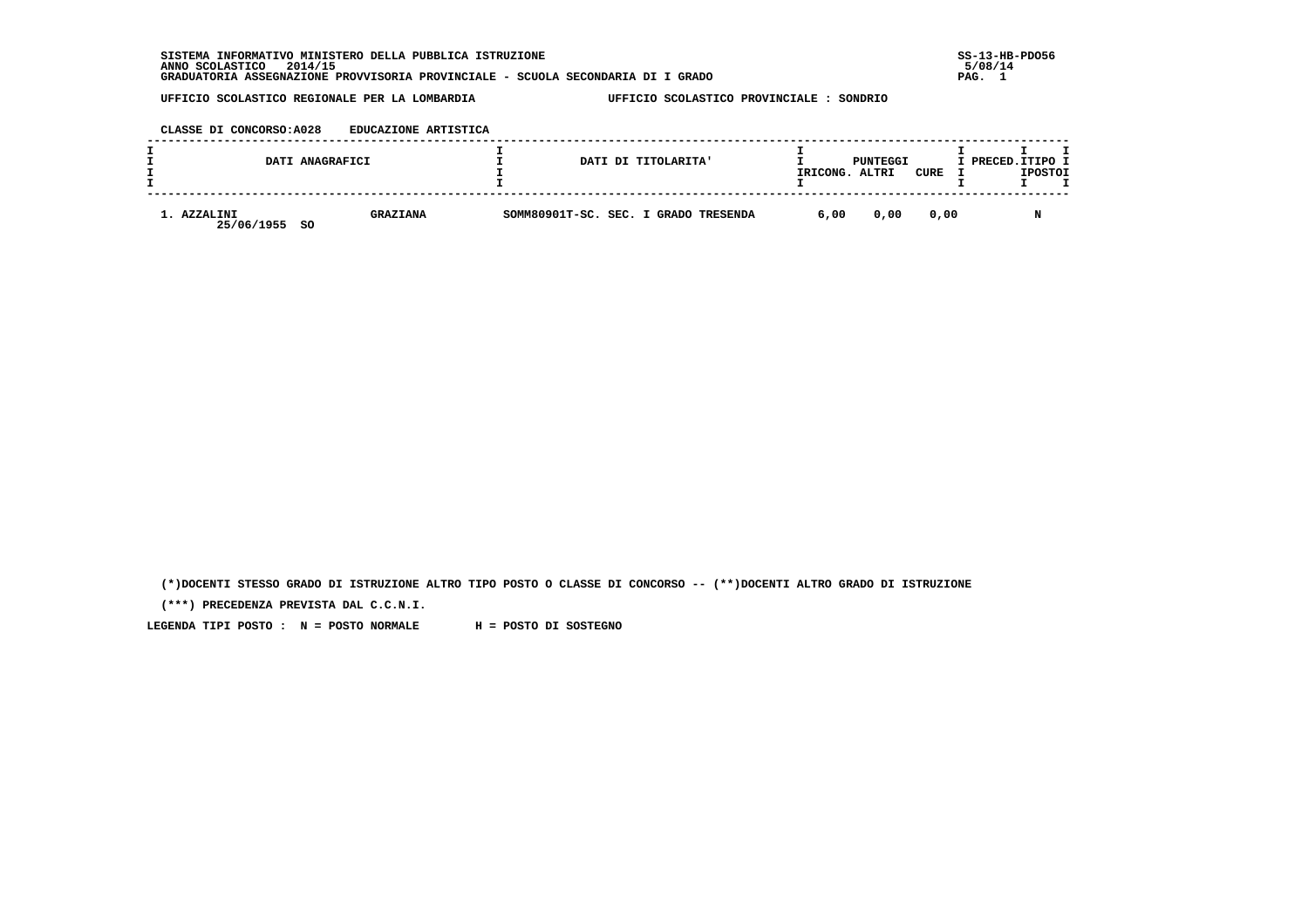SISTEMA INFORMATIVO MINISTERO DELLA PUBBLICA ISTRUZIONE
ANNO SCOLASTICO 2014/15
GRADUATORIA ASSEGNAZIONE PROVVISORIA PROVINCIALE - SCUOLA SECONDARIA DI I GRADO

SS-13-HB-PDO56
5/08/14

UFFICIO SCOLASTICO REGIONALE PER LA LOMBARDIA — UFFICIO SCOLASTICO PROVINCIALE : SONDRIO

CLASSE DI CONCORSO:A028 EDUCAZIONE ARTISTICA

| DATI ANAGRAFICI | | DATI DI TITOLARITA' | PUNTEGGI RICONG. | PUNTEGGI ALTRI | PUNTEGGI CURE | PRECED. | TIPO POSTO |
|---|---|---|---|---|---|---|---|
| 1. AZZALINI 25/06/1955 SO | GRAZIANA | SOMM80901T-SC. SEC. I GRADO TRESENDA | 6,00 | 0,00 | 0,00 | | N |

(*)DOCENTI STESSO GRADO DI ISTRUZIONE ALTRO TIPO POSTO O CLASSE DI CONCORSO -- (**)DOCENTI ALTRO GRADO DI ISTRUZIONE

(***) PRECEDENZA PREVISTA DAL C.C.N.I.

LEGENDA TIPI POSTO : N = POSTO NORMALE H = POSTO DI SOSTEGNO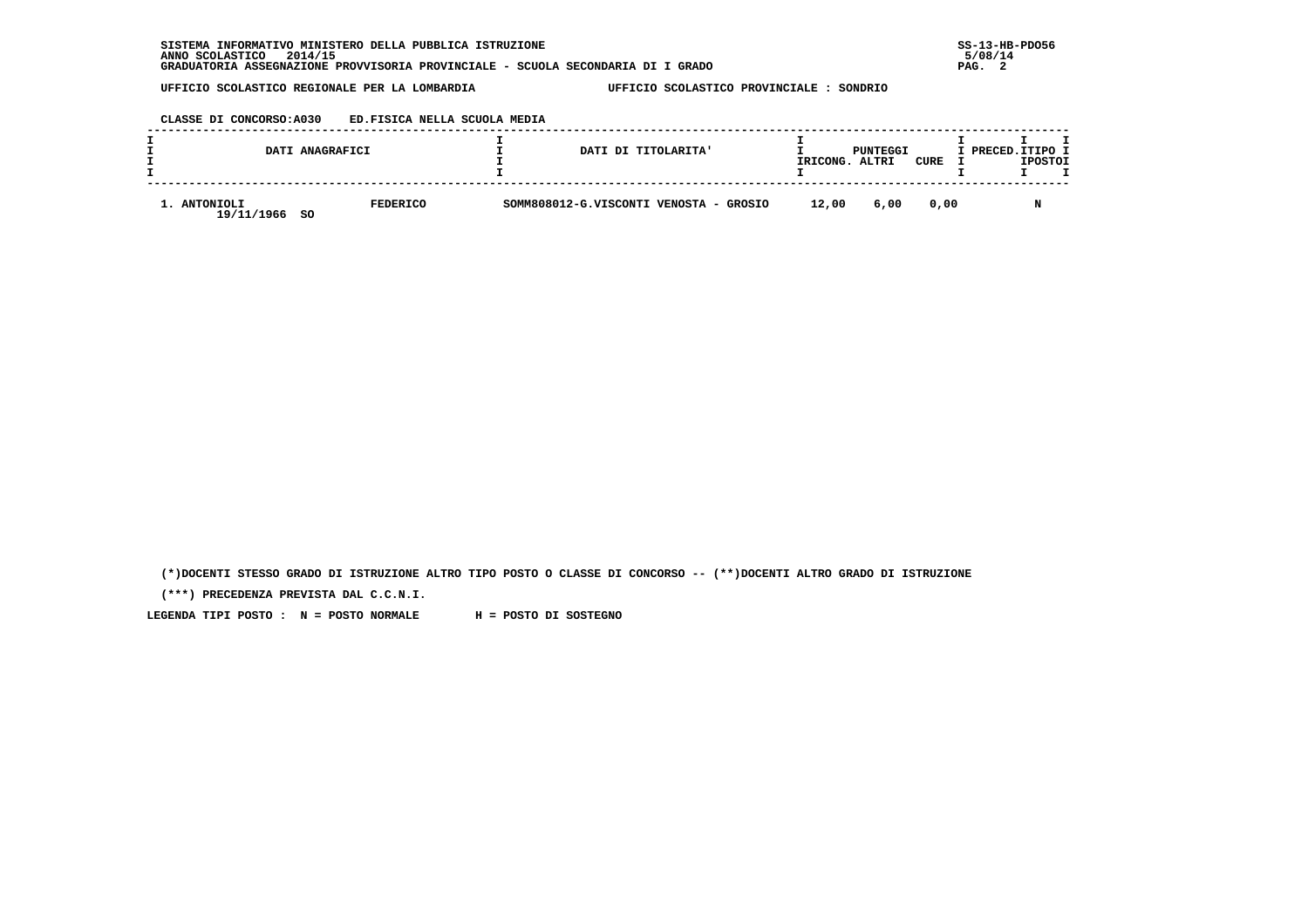SISTEMA INFORMATIVO MINISTERO DELLA PUBBLICA ISTRUZIONE
ANNO SCOLASTICO 2014/15
GRADUATORIA ASSEGNAZIONE PROVVISORIA PROVINCIALE - SCUOLA SECONDARIA DI I GRADO

SS-13-HB-PDO56
5/08/14

UFFICIO SCOLASTICO REGIONALE PER LA LOMBARDIA

UFFICIO SCOLASTICO PROVINCIALE : SONDRIO

CLASSE DI CONCORSO:A030 ED.FISICA NELLA SCUOLA MEDIA

| DATI ANAGRAFICI | | DATI DI TITOLARITA' | PUNTEGGI RICONG. | PUNTEGGI ALTRI | PUNTEGGI CURE | PRECED. | TIPO POSTO |
|---|---|---|---|---|---|---|---|
| 1. ANTONIOLI 19/11/1966 SO | FEDERICO | SOMM808012-G.VISCONTI VENOSTA - GROSIO | 12,00 | 6,00 | 0,00 | | N |

(*)DOCENTI STESSO GRADO DI ISTRUZIONE ALTRO TIPO POSTO O CLASSE DI CONCORSO -- (**)DOCENTI ALTRO GRADO DI ISTRUZIONE

(***) PRECEDENZA PREVISTA DAL C.C.N.I.

LEGENDA TIPI POSTO : N = POSTO NORMALE H = POSTO DI SOSTEGNO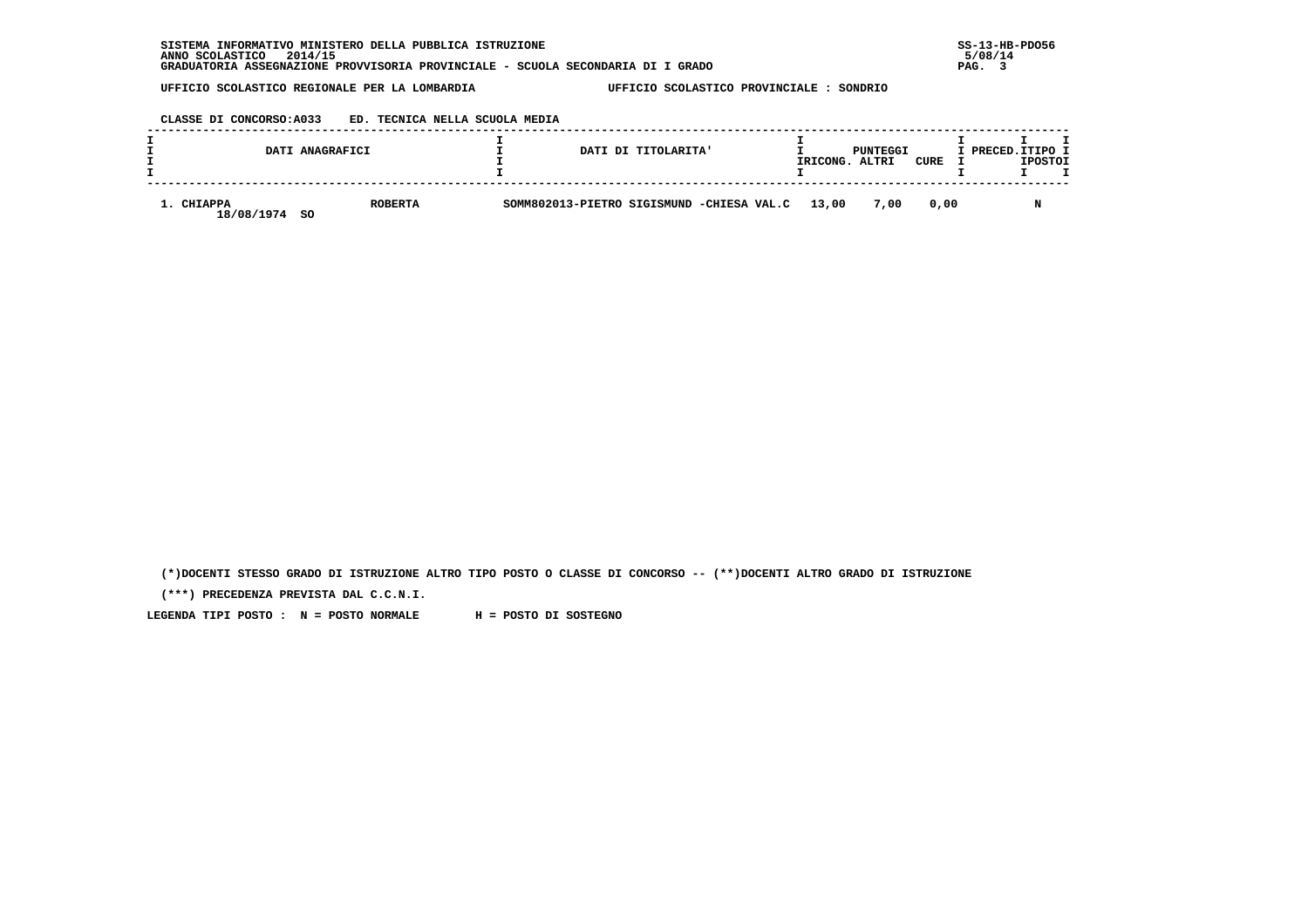SISTEMA INFORMATIVO MINISTERO DELLA PUBBLICA ISTRUZIONE
ANNO SCOLASTICO 2014/15
GRADUATORIA ASSEGNAZIONE PROVVISORIA PROVINCIALE - SCUOLA SECONDARIA DI I GRADO

UFFICIO SCOLASTICO REGIONALE PER LA LOMBARDIA　　UFFICIO SCOLASTICO PROVINCIALE : SONDRIO

CLASSE DI CONCORSO:A033　ED. TECNICA NELLA SCUOLA MEDIA

| DATI ANAGRAFICI | | DATI DI TITOLARITA' | PUNTEGGI RICONG. | PUNTEGGI ALTRI | PUNTEGGI CURE | PRECED. | TIPO POSTO |
|---|---|---|---|---|---|---|---|
| 1. CHIAPPA 18/08/1974 SO | ROBERTA | SOMM802013-PIETRO SIGISMUND -CHIESA VAL.C | 13,00 | 7,00 | 0,00 | | N |

(*)DOCENTI STESSO GRADO DI ISTRUZIONE ALTRO TIPO POSTO O CLASSE DI CONCORSO -- (**)DOCENTI ALTRO GRADO DI ISTRUZIONE

(***) PRECEDENZA PREVISTA DAL C.C.N.I.

LEGENDA TIPI POSTO : N = POSTO NORMALE　　H = POSTO DI SOSTEGNO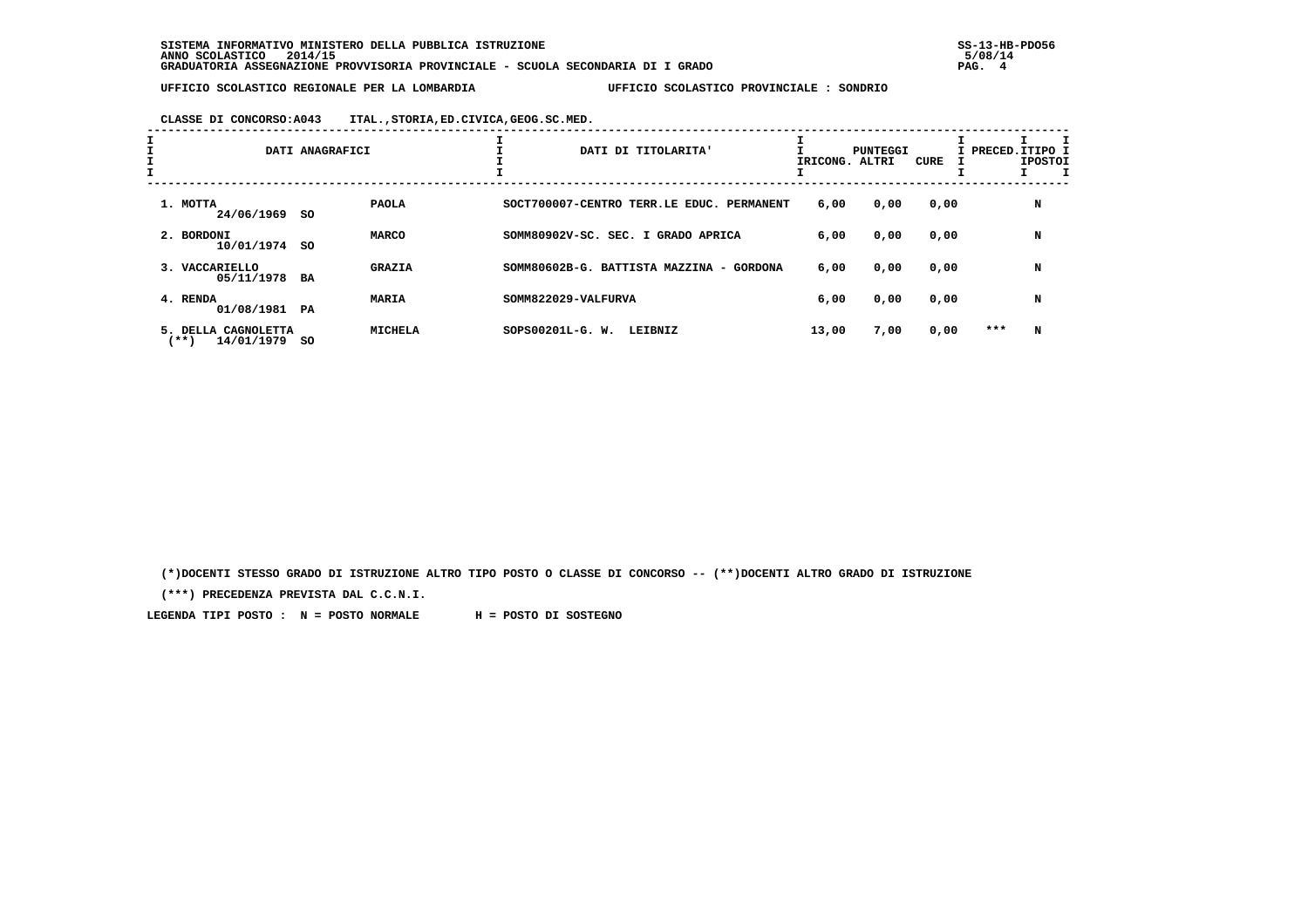SISTEMA INFORMATIVO MINISTERO DELLA PUBBLICA ISTRUZIONE
ANNO SCOLASTICO 2014/15
GRADUATORIA ASSEGNAZIONE PROVVISORIA PROVINCIALE - SCUOLA SECONDARIA DI I GRADO

UFFICIO SCOLASTICO REGIONALE PER LA LOMBARDIA — UFFICIO SCOLASTICO PROVINCIALE : SONDRIO

CLASSE DI CONCORSO:A043 ITAL.,STORIA,ED.CIVICA,GEOG.SC.MED.

| DATI ANAGRAFICI | | DATI DI TITOLARITA' | PUNTEGGI RICONG. | ALTRI | CURE | PRECED. | TIPO POSTO |
|---|---|---|---|---|---|---|---|
| 1. MOTTA 24/06/1969 SO | PAOLA | SOCT700007-CENTRO TERR.LE EDUC. PERMANENT | 6,00 | 0,00 | 0,00 | | N |
| 2. BORDONI 10/01/1974 SO | MARCO | SOMM80902V-SC. SEC. I GRADO APRICA | 6,00 | 0,00 | 0,00 | | N |
| 3. VACCARIELLO 05/11/1978 BA | GRAZIA | SOMM80602B-G. BATTISTA MAZZINA - GORDONA | 6,00 | 0,00 | 0,00 | | N |
| 4. RENDA 01/08/1981 PA | MARIA | SOMM822029-VALFURVA | 6,00 | 0,00 | 0,00 | | N |
| 5. DELLA CAGNOLETTA (**) 14/01/1979 SO | MICHELA | SOPS00201L-G. W. LEIBNIZ | 13,00 | 7,00 | 0,00 | *** | N |

(*)DOCENTI STESSO GRADO DI ISTRUZIONE ALTRO TIPO POSTO O CLASSE DI CONCORSO -- (**)DOCENTI ALTRO GRADO DI ISTRUZIONE

(***) PRECEDENZA PREVISTA DAL C.C.N.I.

LEGENDA TIPI POSTO : N = POSTO NORMALE H = POSTO DI SOSTEGNO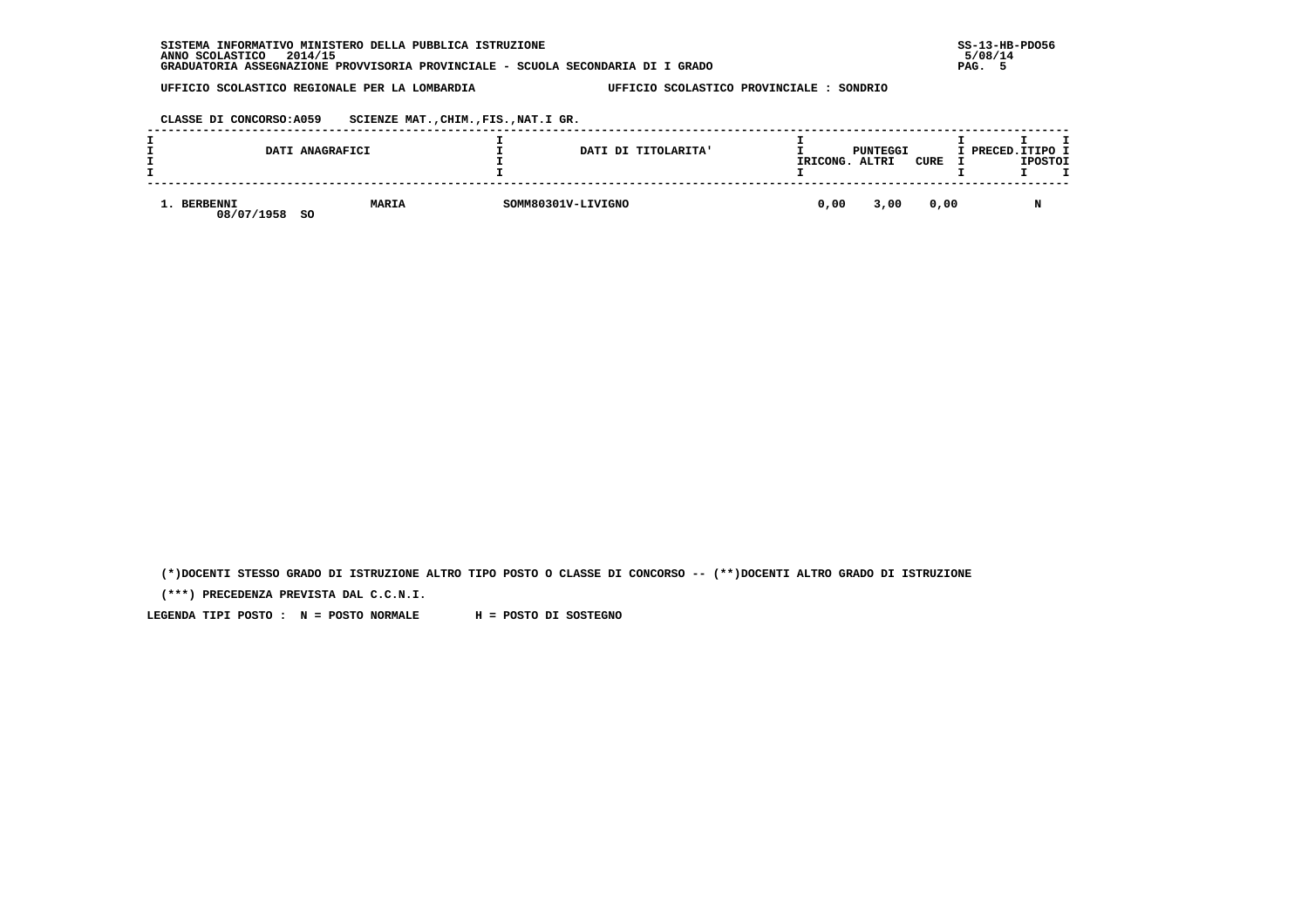SISTEMA INFORMATIVO MINISTERO DELLA PUBBLICA ISTRUZIONE
ANNO SCOLASTICO 2014/15
GRADUATORIA ASSEGNAZIONE PROVVISORIA PROVINCIALE - SCUOLA SECONDARIA DI I GRADO

SS-13-HB-PDO56
5/08/14

UFFICIO SCOLASTICO REGIONALE PER LA LOMBARDIA — UFFICIO SCOLASTICO PROVINCIALE : SONDRIO

CLASSE DI CONCORSO:A059 SCIENZE MAT.,CHIM.,FIS.,NAT.I GR.

| DATI ANAGRAFICI | | DATI DI TITOLARITA' | PUNTEGGI RICONG. | PUNTEGGI ALTRI | PUNTEGGI CURE | PRECED. | TIPO POSTO |
|---|---|---|---|---|---|---|---|
| 1. BERBENNI 08/07/1958 SO | MARIA | SOMM80301V-LIVIGNO | 0,00 | 3,00 | 0,00 | | N |

(*)DOCENTI STESSO GRADO DI ISTRUZIONE ALTRO TIPO POSTO O CLASSE DI CONCORSO -- (**)DOCENTI ALTRO GRADO DI ISTRUZIONE

(***) PRECEDENZA PREVISTA DAL C.C.N.I.

LEGENDA TIPI POSTO : N = POSTO NORMALE H = POSTO DI SOSTEGNO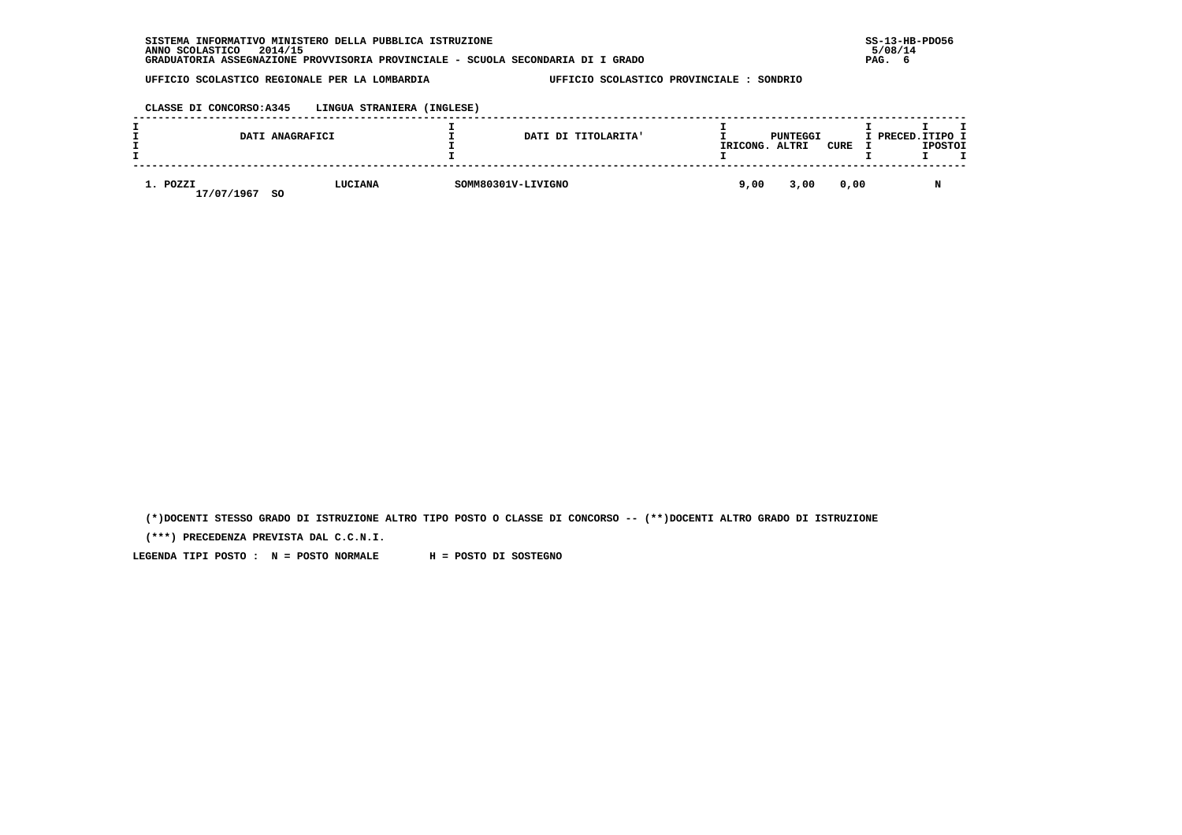SISTEMA INFORMATIVO MINISTERO DELLA PUBBLICA ISTRUZIONE
ANNO SCOLASTICO 2014/15
GRADUATORIA ASSEGNAZIONE PROVVISORIA PROVINCIALE - SCUOLA SECONDARIA DI I GRADO

UFFICIO SCOLASTICO REGIONALE PER LA LOMBARDIA — UFFICIO SCOLASTICO PROVINCIALE : SONDRIO

CLASSE DI CONCORSO:A345 LINGUA STRANIERA (INGLESE)

| DATI ANAGRAFICI | | DATI DI TITOLARITA' | PUNTEGGI RICONG. | PUNTEGGI ALTRI | PUNTEGGI CURE | PRECED. | TIPO POSTO |
|---|---|---|---|---|---|---|---|
| 1. POZZI 17/07/1967 SO | LUCIANA | SOMM80301V-LIVIGNO | 9,00 | 3,00 | 0,00 | | N |

(*)DOCENTI STESSO GRADO DI ISTRUZIONE ALTRO TIPO POSTO O CLASSE DI CONCORSO -- (**)DOCENTI ALTRO GRADO DI ISTRUZIONE

(***) PRECEDENZA PREVISTA DAL C.C.N.I.

LEGENDA TIPI POSTO : N = POSTO NORMALE H = POSTO DI SOSTEGNO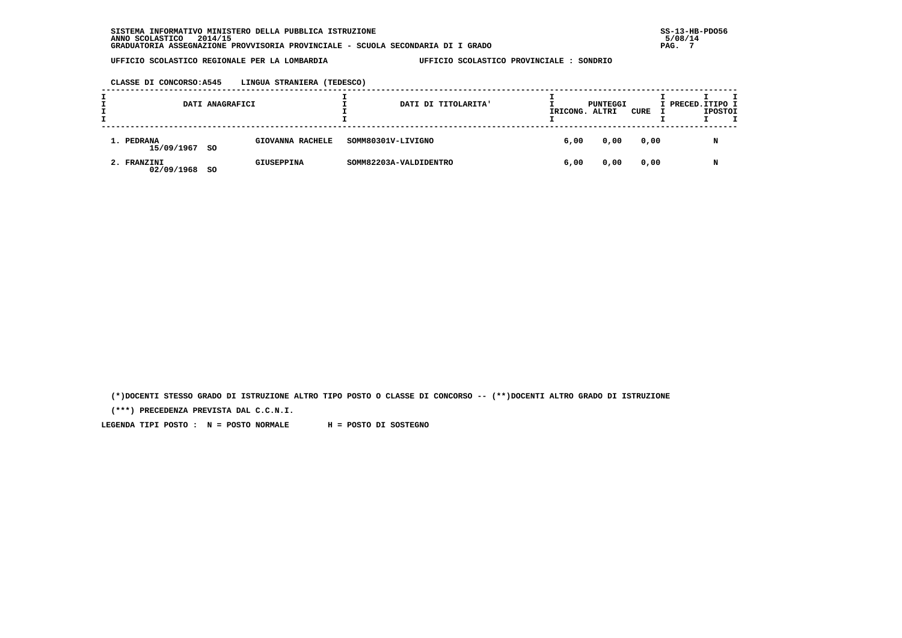SISTEMA INFORMATIVO MINISTERO DELLA PUBBLICA ISTRUZIONE
ANNO SCOLASTICO 2014/15
GRADUATORIA ASSEGNAZIONE PROVVISORIA PROVINCIALE - SCUOLA SECONDARIA DI I GRADO

UFFICIO SCOLASTICO REGIONALE PER LA LOMBARDIA — UFFICIO SCOLASTICO PROVINCIALE : SONDRIO

CLASSE DI CONCORSO:A545 LINGUA STRANIERA (TEDESCO)

| DATI ANAGRAFICI | | DATI DI TITOLARITA' | PUNTEGGI RICONG. | ALTRI | CURE | PRECED. | TIPO POSTO |
|---|---|---|---|---|---|---|---|
| 1. PEDRANA 15/09/1967 SO | GIOVANNA RACHELE | SOMM80301V-LIVIGNO | 6,00 | 0,00 | 0,00 | | N |
| 2. FRANZINI 02/09/1968 SO | GIUSEPPINA | SOMM82203A-VALDIDENTRO | 6,00 | 0,00 | 0,00 | | N |

(*)DOCENTI STESSO GRADO DI ISTRUZIONE ALTRO TIPO POSTO O CLASSE DI CONCORSO -- (**)DOCENTI ALTRO GRADO DI ISTRUZIONE

(***) PRECEDENZA PREVISTA DAL C.C.N.I.

LEGENDA TIPI POSTO : N = POSTO NORMALE H = POSTO DI SOSTEGNO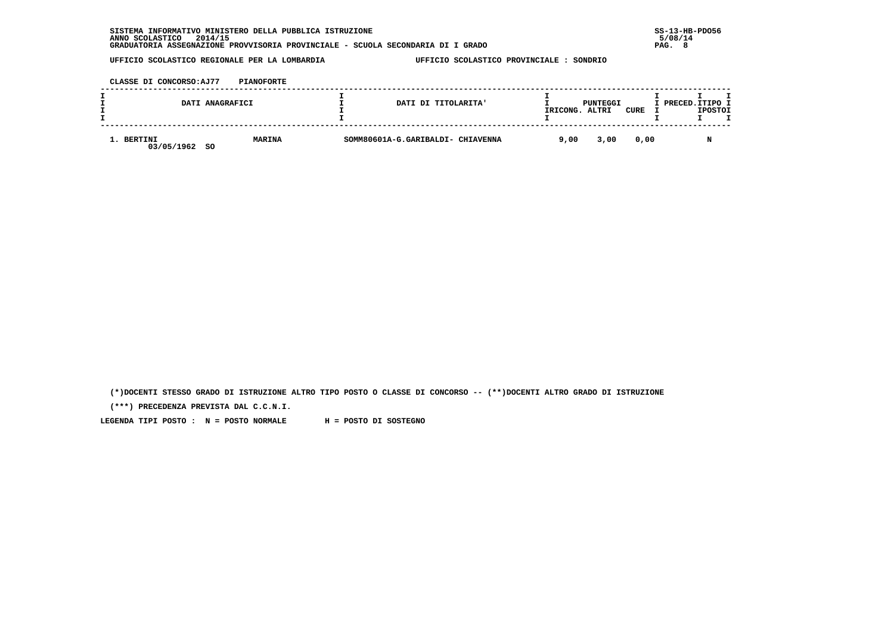SISTEMA INFORMATIVO MINISTERO DELLA PUBBLICA ISTRUZIONE
ANNO SCOLASTICO 2014/15
GRADUATORIA ASSEGNAZIONE PROVVISORIA PROVINCIALE - SCUOLA SECONDARIA DI I GRADO

SS-13-HB-PDO56
5/08/14

UFFICIO SCOLASTICO REGIONALE PER LA LOMBARDIA　　　UFFICIO SCOLASTICO PROVINCIALE : SONDRIO

CLASSE DI CONCORSO:AJ77　PIANOFORTE

| DATI ANAGRAFICI | | DATI DI TITOLARITA' | PUNTEGGI | | | PRECED. | TIPO POSTO |
|---|---|---|---|---|---|---|---|
| | | | RICONG. | ALTRI | CURE | | |
| 1. BERTINI 03/05/1962 SO | MARINA | SOMM80601A-G.GARIBALDI- CHIAVENNA | 9,00 | 3,00 | 0,00 | | N |

(*)DOCENTI STESSO GRADO DI ISTRUZIONE ALTRO TIPO POSTO O CLASSE DI CONCORSO -- (**)DOCENTI ALTRO GRADO DI ISTRUZIONE

(***) PRECEDENZA PREVISTA DAL C.C.N.I.

LEGENDA TIPI POSTO : N = POSTO NORMALE　　H = POSTO DI SOSTEGNO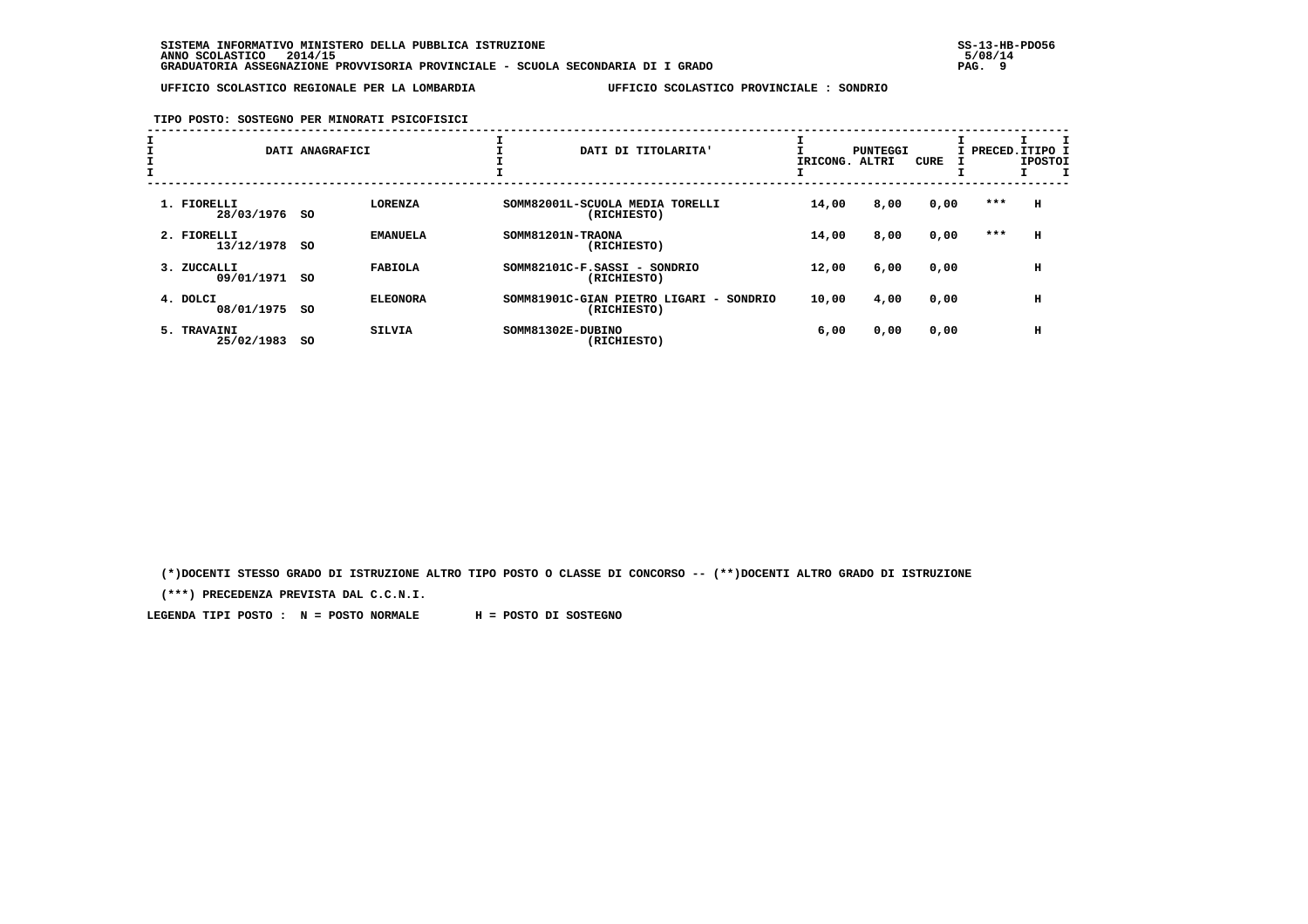SISTEMA INFORMATIVO MINISTERO DELLA PUBBLICA ISTRUZIONE
ANNO SCOLASTICO 2014/15
GRADUATORIA ASSEGNAZIONE PROVVISORIA PROVINCIALE - SCUOLA SECONDARIA DI I GRADO

UFFICIO SCOLASTICO REGIONALE PER LA LOMBARDIA — UFFICIO SCOLASTICO PROVINCIALE : SONDRIO

TIPO POSTO: SOSTEGNO PER MINORATI PSICOFISICI

| DATI ANAGRAFICI | | | DATI DI TITOLARITA' | PUNTEGGI RICONG. | PUNTEGGI ALTRI | PUNTEGGI CURE | PRECED. | TIPO POSTO |
|---|---|---|---|---|---|---|---|---|
| 1. FIORELLI 28/03/1976 | SO | LORENZA | SOMM82001L-SCUOLA MEDIA TORELLI (RICHIESTO) | 14,00 | 8,00 | 0,00 | *** | H |
| 2. FIORELLI 13/12/1978 | SO | EMANUELA | SOMM81201N-TRAONA (RICHIESTO) | 14,00 | 8,00 | 0,00 | *** | H |
| 3. ZUCCALLI 09/01/1971 | SO | FABIOLA | SOMM82101C-F.SASSI - SONDRIO (RICHIESTO) | 12,00 | 6,00 | 0,00 | | H |
| 4. DOLCI 08/01/1975 | SO | ELEONORA | SOMM81901C-GIAN PIETRO LIGARI - SONDRIO (RICHIESTO) | 10,00 | 4,00 | 0,00 | | H |
| 5. TRAVAINI 25/02/1983 | SO | SILVIA | SOMM81302E-DUBINO (RICHIESTO) | 6,00 | 0,00 | 0,00 | | H |

(*)DOCENTI STESSO GRADO DI ISTRUZIONE ALTRO TIPO POSTO O CLASSE DI CONCORSO -- (**)DOCENTI ALTRO GRADO DI ISTRUZIONE

(***) PRECEDENZA PREVISTA DAL C.C.N.I.

LEGENDA TIPI POSTO : N = POSTO NORMALE H = POSTO DI SOSTEGNO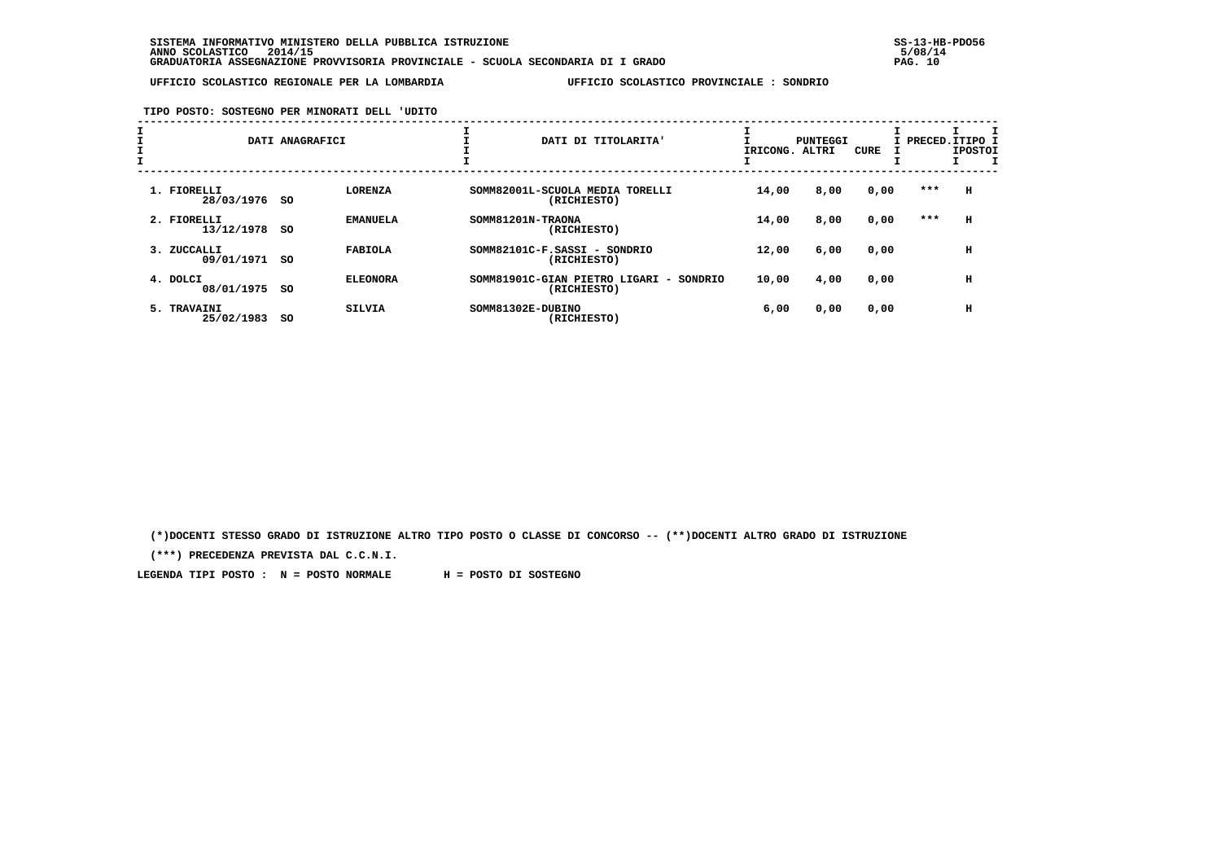SISTEMA INFORMATIVO MINISTERO DELLA PUBBLICA ISTRUZIONE
ANNO SCOLASTICO 2014/15
GRADUATORIA ASSEGNAZIONE PROVVISORIA PROVINCIALE - SCUOLA SECONDARIA DI I GRADO

UFFICIO SCOLASTICO REGIONALE PER LA LOMBARDIA — UFFICIO SCOLASTICO PROVINCIALE : SONDRIO

**TIPO POSTO: SOSTEGNO PER MINORATI DELL 'UDITO**

| DATI ANAGRAFICI | | | DATI DI TITOLARITA' | PUNTEGGI RICONG. | PUNTEGGI ALTRI | PUNTEGGI CURE | PRECED. | TIPO POSTO |
|---|---|---|---|---|---|---|---|---|
| 1. FIORELLI 28/03/1976 | SO | LORENZA | SOMM82001L-SCUOLA MEDIA TORELLI (RICHIESTO) | 14,00 | 8,00 | 0,00 | *** | H |
| 2. FIORELLI 13/12/1978 | SO | EMANUELA | SOMM81201N-TRAONA (RICHIESTO) | 14,00 | 8,00 | 0,00 | *** | H |
| 3. ZUCCALLI 09/01/1971 | SO | FABIOLA | SOMM82101C-F.SASSI - SONDRIO (RICHIESTO) | 12,00 | 6,00 | 0,00 | | H |
| 4. DOLCI 08/01/1975 | SO | ELEONORA | SOMM81901C-GIAN PIETRO LIGARI - SONDRIO (RICHIESTO) | 10,00 | 4,00 | 0,00 | | H |
| 5. TRAVAINI 25/02/1983 | SO | SILVIA | SOMM81302E-DUBINO (RICHIESTO) | 6,00 | 0,00 | 0,00 | | H |

(*)DOCENTI STESSO GRADO DI ISTRUZIONE ALTRO TIPO POSTO O CLASSE DI CONCORSO -- (**)DOCENTI ALTRO GRADO DI ISTRUZIONE

(***) PRECEDENZA PREVISTA DAL C.C.N.I.

LEGENDA TIPI POSTO : N = POSTO NORMALE H = POSTO DI SOSTEGNO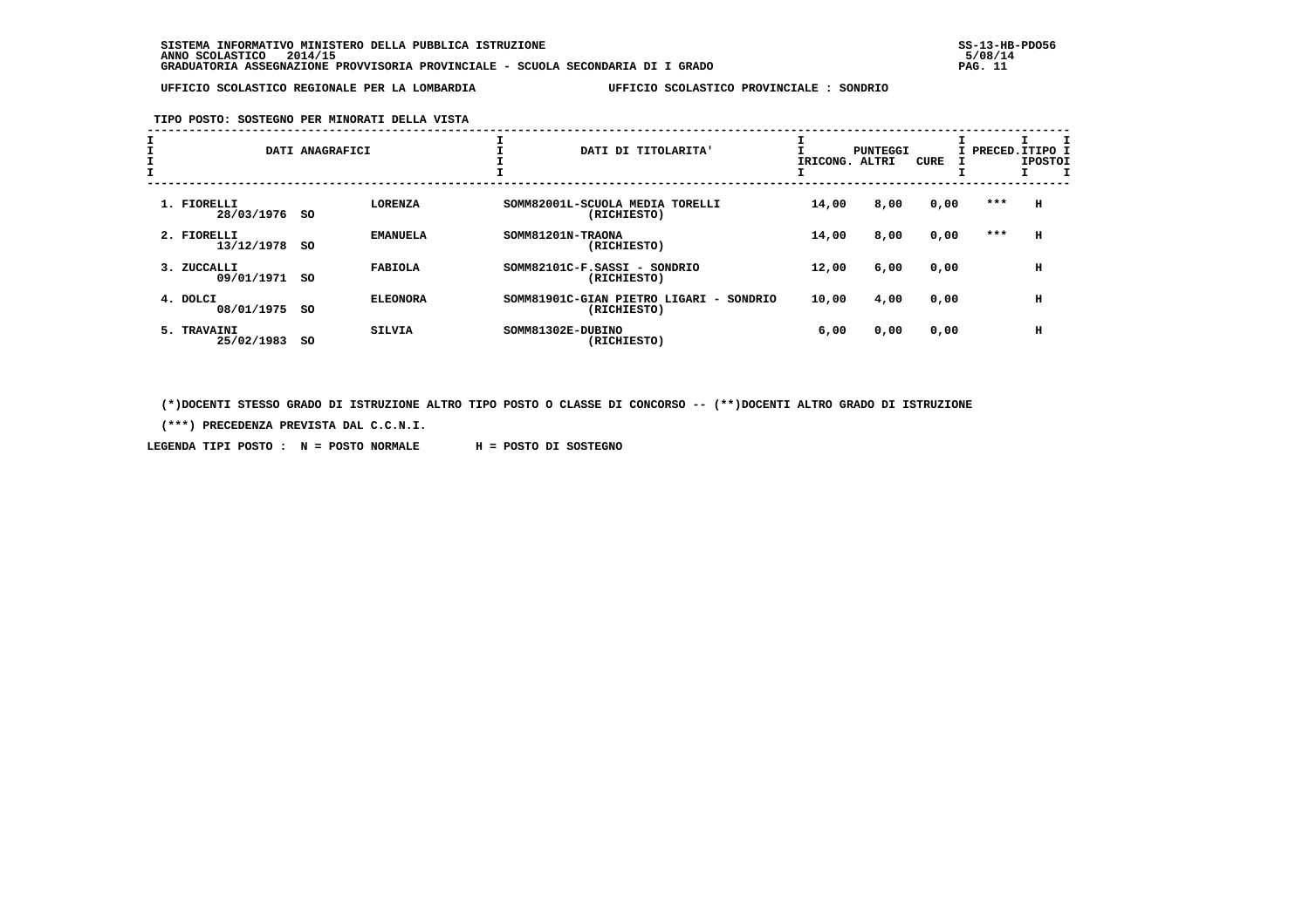SISTEMA INFORMATIVO MINISTERO DELLA PUBBLICA ISTRUZIONE
ANNO SCOLASTICO 2014/15
GRADUATORIA ASSEGNAZIONE PROVVISORIA PROVINCIALE - SCUOLA SECONDARIA DI I GRADO

UFFICIO SCOLASTICO REGIONALE PER LA LOMBARDIA — UFFICIO SCOLASTICO PROVINCIALE : SONDRIO

TIPO POSTO: SOSTEGNO PER MINORATI DELLA VISTA

| DATI ANAGRAFICI | | | DATI DI TITOLARITA' | PUNTEGGI RICONG. | ALTRI | CURE | PRECED. | TIPO POSTO |
|---|---|---|---|---|---|---|---|---|
| 1. FIORELLI 28/03/1976 | SO | LORENZA | SOMM82001L-SCUOLA MEDIA TORELLI (RICHIESTO) | 14,00 | 8,00 | 0,00 | *** | H |
| 2. FIORELLI 13/12/1978 | SO | EMANUELA | SOMM81201N-TRAONA (RICHIESTO) | 14,00 | 8,00 | 0,00 | *** | H |
| 3. ZUCCALLI 09/01/1971 | SO | FABIOLA | SOMM82101C-F.SASSI - SONDRIO (RICHIESTO) | 12,00 | 6,00 | 0,00 | | H |
| 4. DOLCI 08/01/1975 | SO | ELEONORA | SOMM81901C-GIAN PIETRO LIGARI - SONDRIO (RICHIESTO) | 10,00 | 4,00 | 0,00 | | H |
| 5. TRAVAINI 25/02/1983 | SO | SILVIA | SOMM81302E-DUBINO (RICHIESTO) | 6,00 | 0,00 | 0,00 | | H |

(*)DOCENTI STESSO GRADO DI ISTRUZIONE ALTRO TIPO POSTO O CLASSE DI CONCORSO -- (**)DOCENTI ALTRO GRADO DI ISTRUZIONE

(***) PRECEDENZA PREVISTA DAL C.C.N.I.

LEGENDA TIPI POSTO : N = POSTO NORMALE H = POSTO DI SOSTEGNO